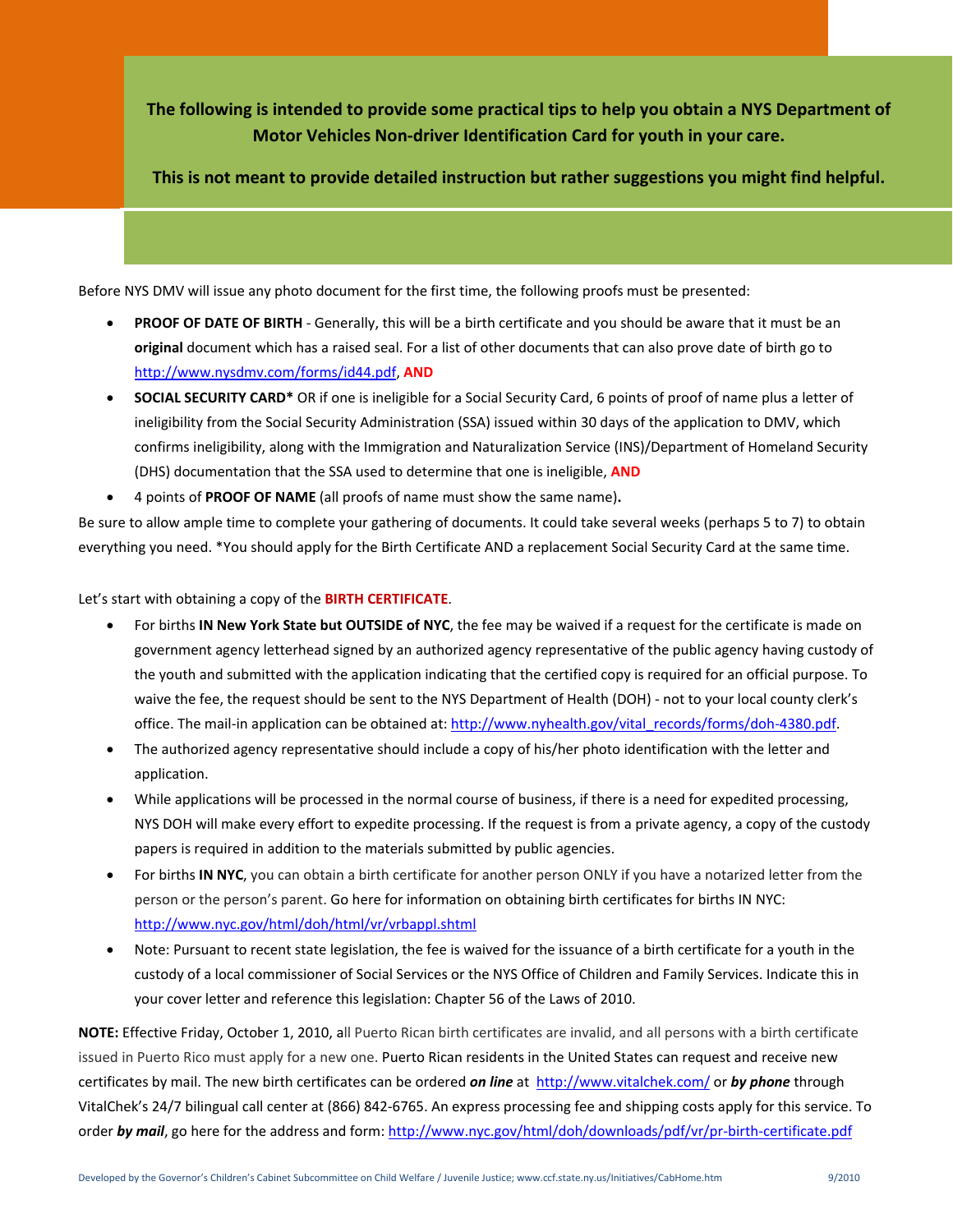**The following is intended to provide some practical tips to help you obtain a NYS Department of Motor Vehicles Non-driver Identification Card for youth in your care.**

**This is not meant to provide detailed instruction but rather suggestions you might find helpful.**

Before NYS DMV will issue any photo document for the first time, the following proofs must be presented:

- **PROOF OF DATE OF BIRTH** - Generally, this will be a birth certificate and you should be aware that it must be an **original** document which has a raised seal. For a list of other documents that can also prove date of birth go to http://www.nysdmv.com/forms/id44.pdf, **AND**
- **SOCIAL SECURITY CARD*** OR if one is ineligible for a Social Security Card, 6 points of proof of name plus a letter of ineligibility from the Social Security Administration (SSA) issued within 30 days of the application to DMV, which confirms ineligibility, along with the Immigration and Naturalization Service (INS)/Department of Homeland Security (DHS) documentation that the SSA used to determine that one is ineligible, **AND**
- 4 points of **PROOF OF NAME** (all proofs of name must show the same name)**.**

Be sure to allow ample time to complete your gathering of documents. It could take several weeks (perhaps 5 to 7) to obtain everything you need. *You should apply for the Birth Certificate AND a replacement Social Security Card at the same time.

Let's start with obtaining a copy of the **BIRTH CERTIFICATE**.

- For births **IN New York State but OUTSIDE of NYC**, the fee may be waived if a request for the certificate is made on government agency letterhead signed by an authorized agency representative of the public agency having custody of the youth and submitted with the application indicating that the certified copy is required for an official purpose. To waive the fee, the request should be sent to the NYS Department of Health (DOH) - not to your local county clerk's office. The mail-in application can be obtained at: http://www.nyhealth.gov/vital_records/forms/doh-4380.pdf.
- The authorized agency representative should include a copy of his/her photo identification with the letter and application.
- While applications will be processed in the normal course of business, if there is a need for expedited processing, NYS DOH will make every effort to expedite processing. If the request is from a private agency, a copy of the custody papers is required in addition to the materials submitted by public agencies.
- For births **IN NYC**, you can obtain a birth certificate for another person ONLY if you have a notarized letter from the person or the person's parent. Go here for information on obtaining birth certificates for births IN NYC: http://www.nyc.gov/html/doh/html/vr/vrbappl.shtml
- Note: Pursuant to recent state legislation, the fee is waived for the issuance of a birth certificate for a youth in the custody of a local commissioner of Social Services or the NYS Office of Children and Family Services. Indicate this in your cover letter and reference this legislation: Chapter 56 of the Laws of 2010.

**NOTE:** Effective Friday, October 1, 2010, all Puerto Rican birth certificates are invalid, and all persons with a birth certificate issued in Puerto Rico must apply for a new one. Puerto Rican residents in the United States can request and receive new certificates by mail. The new birth certificates can be ordered ***on line*** at http://www.vitalchek.com/ or ***by phone*** through VitalChek's 24/7 bilingual call center at (866) 842-6765. An express processing fee and shipping costs apply for this service. To order ***by mail***, go here for the address and form: http://www.nyc.gov/html/doh/downloads/pdf/vr/pr-birth-certificate.pdf

Developed by the Governor's Children's Cabinet Subcommittee on Child Welfare / Juvenile Justice; www.ccf.state.ny.us/Initiatives/CabHome.htm 9/2010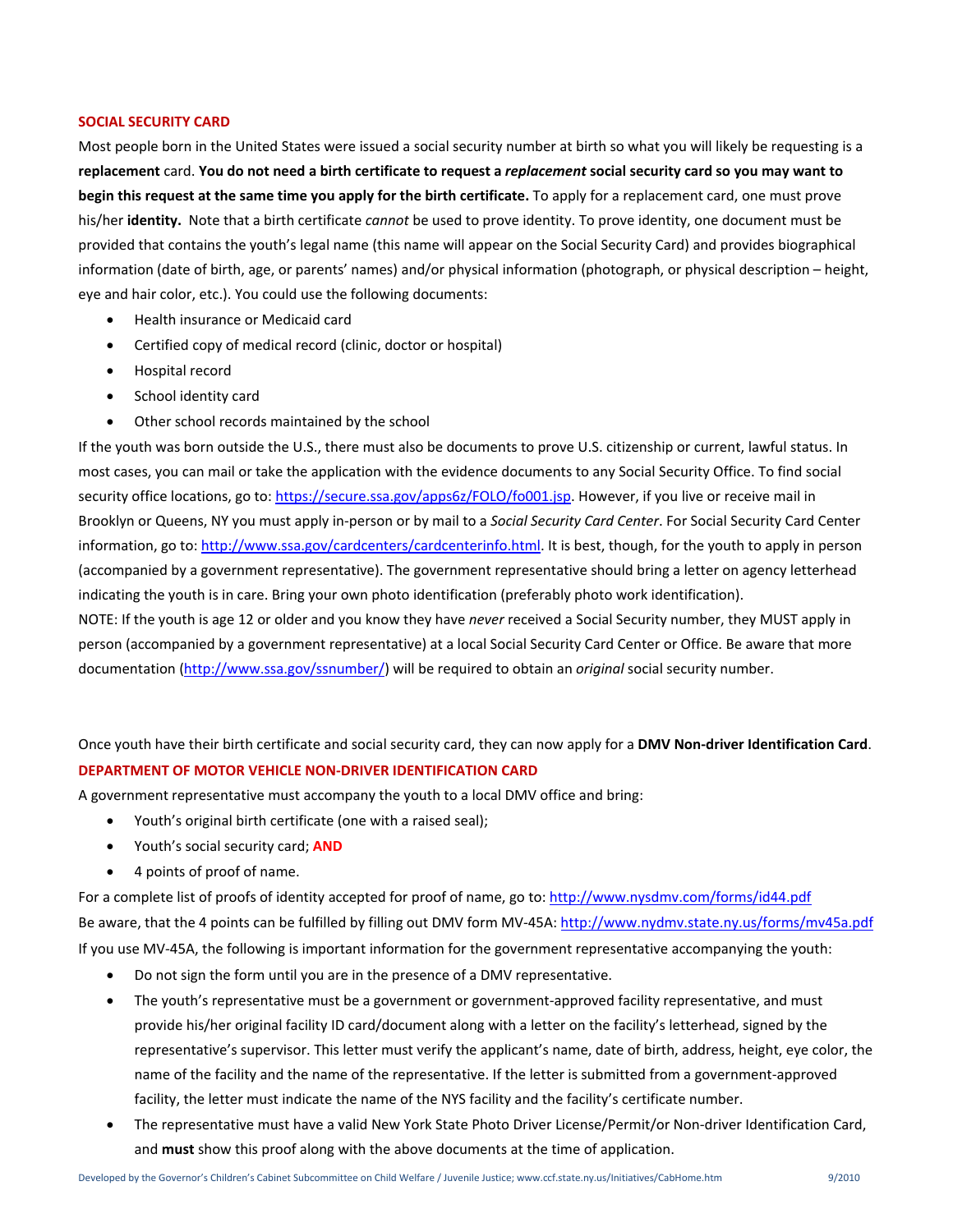## SOCIAL SECURITY CARD

Most people born in the United States were issued a social security number at birth so what you will likely be requesting is a **replacement** card. **You do not need a birth certificate to request a *replacement* social security card so you may want to begin this request at the same time you apply for the birth certificate.** To apply for a replacement card, one must prove his/her **identity.** Note that a birth certificate *cannot* be used to prove identity. To prove identity, one document must be provided that contains the youth's legal name (this name will appear on the Social Security Card) and provides biographical information (date of birth, age, or parents' names) and/or physical information (photograph, or physical description – height, eye and hair color, etc.). You could use the following documents:

- Health insurance or Medicaid card
- Certified copy of medical record (clinic, doctor or hospital)
- Hospital record
- School identity card
- Other school records maintained by the school

If the youth was born outside the U.S., there must also be documents to prove U.S. citizenship or current, lawful status. In most cases, you can mail or take the application with the evidence documents to any Social Security Office. To find social security office locations, go to: https://secure.ssa.gov/apps6z/FOLO/fo001.jsp. However, if you live or receive mail in Brooklyn or Queens, NY you must apply in-person or by mail to a *Social Security Card Center*. For Social Security Card Center information, go to: http://www.ssa.gov/cardcenters/cardcenterinfo.html. It is best, though, for the youth to apply in person (accompanied by a government representative). The government representative should bring a letter on agency letterhead indicating the youth is in care. Bring your own photo identification (preferably photo work identification).

NOTE: If the youth is age 12 or older and you know they have *never* received a Social Security number, they MUST apply in person (accompanied by a government representative) at a local Social Security Card Center or Office. Be aware that more documentation (http://www.ssa.gov/ssnumber/) will be required to obtain an *original* social security number.

Once youth have their birth certificate and social security card, they can now apply for a **DMV Non-driver Identification Card**.

## DEPARTMENT OF MOTOR VEHICLE NON-DRIVER IDENTIFICATION CARD

A government representative must accompany the youth to a local DMV office and bring:

- Youth's original birth certificate (one with a raised seal);
- Youth's social security card; **AND**
- 4 points of proof of name.

For a complete list of proofs of identity accepted for proof of name, go to: http://www.nysdmv.com/forms/id44.pdf

Be aware, that the 4 points can be fulfilled by filling out DMV form MV-45A: http://www.nydmv.state.ny.us/forms/mv45a.pdf

If you use MV-45A, the following is important information for the government representative accompanying the youth:

- Do not sign the form until you are in the presence of a DMV representative.
- The youth's representative must be a government or government-approved facility representative, and must provide his/her original facility ID card/document along with a letter on the facility's letterhead, signed by the representative's supervisor. This letter must verify the applicant's name, date of birth, address, height, eye color, the name of the facility and the name of the representative. If the letter is submitted from a government-approved facility, the letter must indicate the name of the NYS facility and the facility's certificate number.
- The representative must have a valid New York State Photo Driver License/Permit/or Non-driver Identification Card, and **must** show this proof along with the above documents at the time of application.